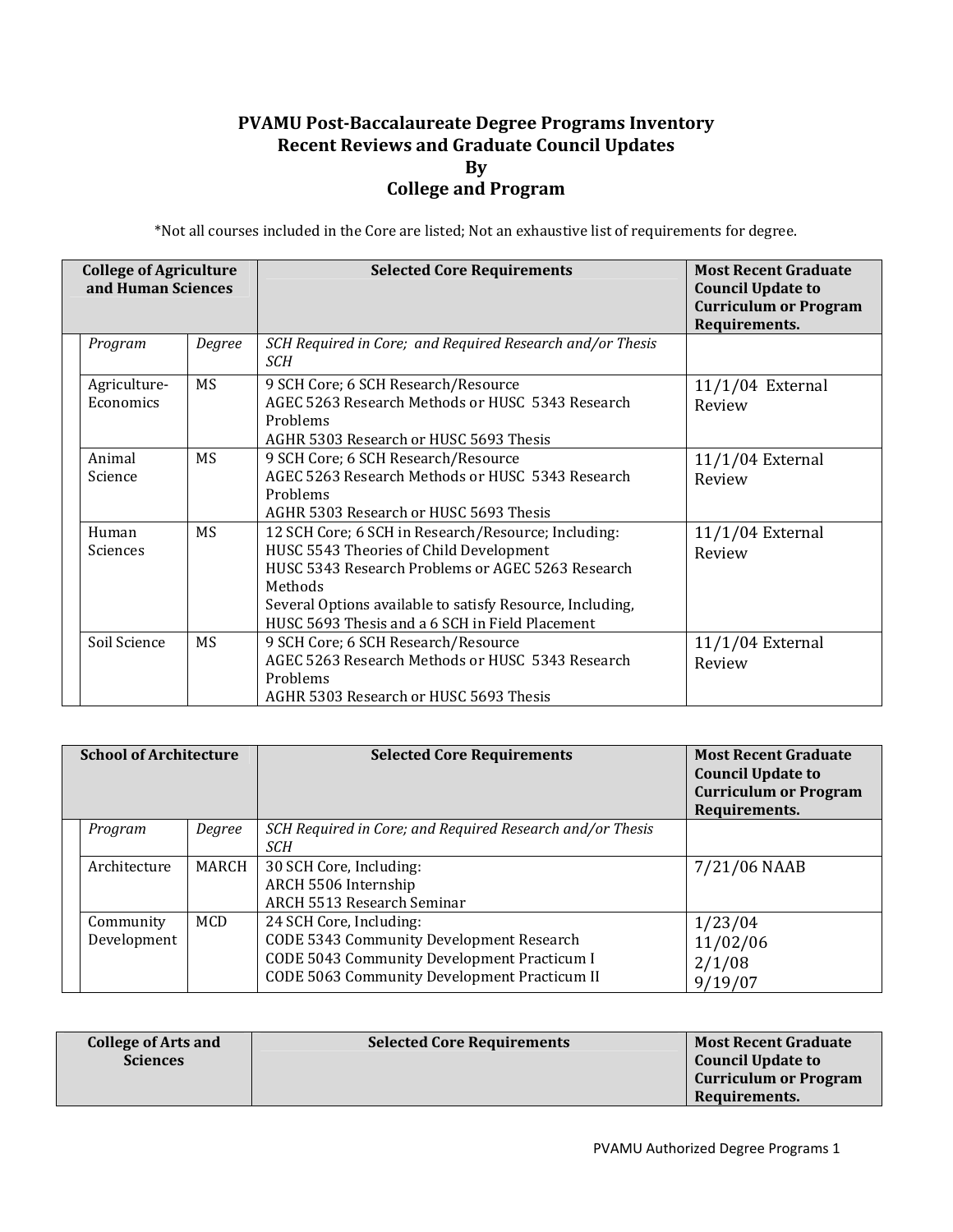# PVAMU Post-Baccalaureate Degree Programs Inventory
## Recent Reviews and Graduate Council Updates
## By
## College and Program

*Not all courses included in the Core are listed; Not an exhaustive list of requirements for degree.

| College of Agriculture and Human Sciences | | Selected Core Requirements | Most Recent Graduate Council Update to Curriculum or Program Requirements. |
|---|---|---|---|
| *Program* | *Degree* | *SCH Required in Core; and Required Research and/or Thesis SCH* | |
| Agriculture-Economics | MS | 9 SCH Core; 6 SCH Research/Resource<br>AGEC 5263 Research Methods or HUSC 5343 Research Problems<br>AGHR 5303 Research or HUSC 5693 Thesis | 11/1/04 External Review |
| Animal Science | MS | 9 SCH Core; 6 SCH Research/Resource<br>AGEC 5263 Research Methods or HUSC 5343 Research Problems<br>AGHR 5303 Research or HUSC 5693 Thesis | 11/1/04 External Review |
| Human Sciences | MS | 12 SCH Core; 6 SCH in Research/Resource; Including:<br>HUSC 5543 Theories of Child Development<br>HUSC 5343 Research Problems or AGEC 5263 Research Methods<br>Several Options available to satisfy Resource, Including, HUSC 5693 Thesis and a 6 SCH in Field Placement | 11/1/04 External Review |
| Soil Science | MS | 9 SCH Core; 6 SCH Research/Resource<br>AGEC 5263 Research Methods or HUSC 5343 Research Problems<br>AGHR 5303 Research or HUSC 5693 Thesis | 11/1/04 External Review |

| School of Architecture | | Selected Core Requirements | Most Recent Graduate Council Update to Curriculum or Program Requirements. |
|---|---|---|---|
| *Program* | *Degree* | *SCH Required in Core; and Required Research and/or Thesis SCH* | |
| Architecture | MARCH | 30 SCH Core, Including:<br>ARCH 5506 Internship<br>ARCH 5513 Research Seminar | 7/21/06 NAAB |
| Community Development | MCD | 24 SCH Core, Including:<br>CODE 5343 Community Development Research<br>CODE 5043 Community Development Practicum I<br>CODE 5063 Community Development Practicum II | 1/23/04<br>11/02/06<br>2/1/08<br>9/19/07 |

| College of Arts and Sciences | Selected Core Requirements | Most Recent Graduate Council Update to Curriculum or Program Requirements. |
|---|---|---|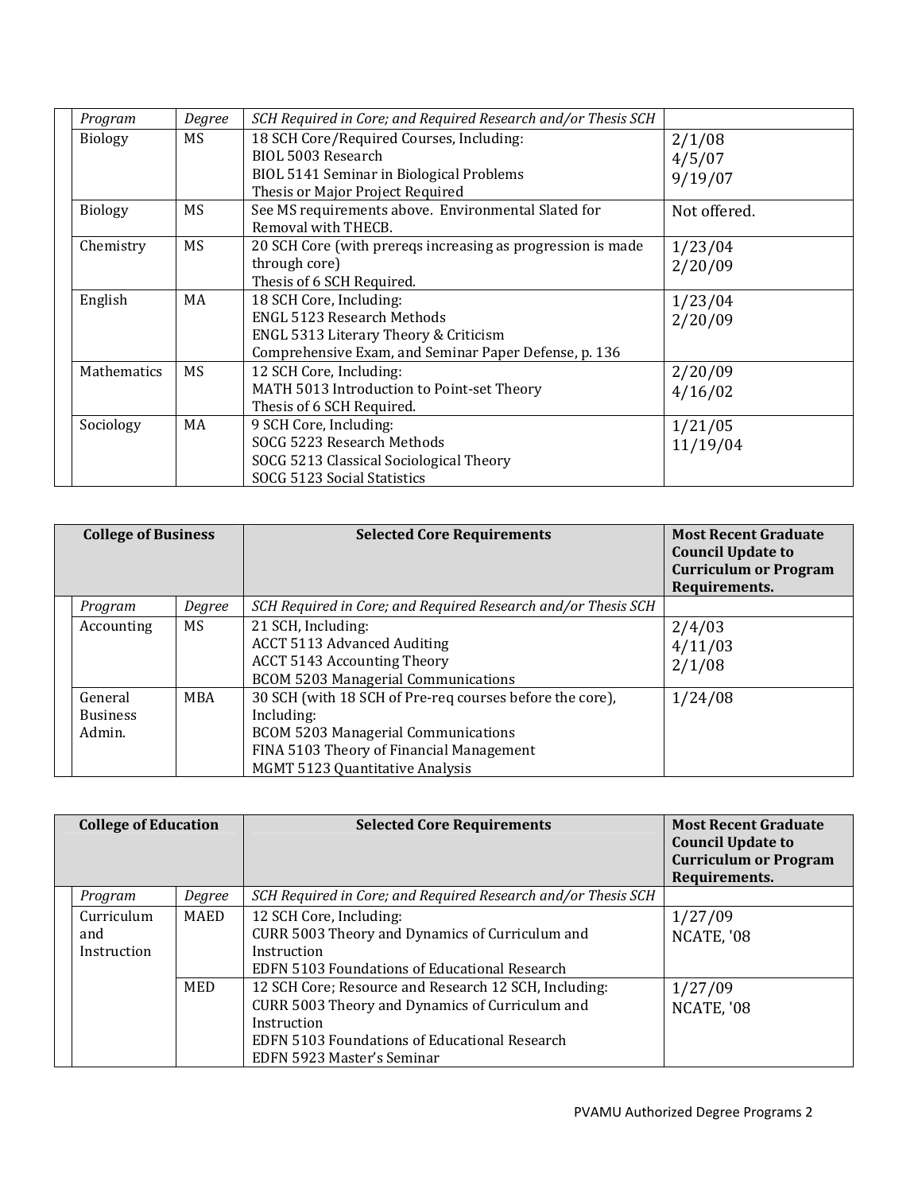| | Program | Degree | SCH Required in Core; and Required Research and/or Thesis SCH | |
|---|---|---|---|---|
| | Biology | MS | 18 SCH Core/Required Courses, Including:<br>BIOL 5003 Research<br>BIOL 5141 Seminar in Biological Problems<br>Thesis or Major Project Required | 2/1/08<br>4/5/07<br>9/19/07 |
| | Biology | MS | See MS requirements above. Environmental Slated for Removal with THECB. | Not offered. |
| | Chemistry | MS | 20 SCH Core (with prereqs increasing as progression is made through core)<br>Thesis of 6 SCH Required. | 1/23/04<br>2/20/09 |
| | English | MA | 18 SCH Core, Including:<br>ENGL 5123 Research Methods<br>ENGL 5313 Literary Theory & Criticism<br>Comprehensive Exam, and Seminar Paper Defense, p. 136 | 1/23/04<br>2/20/09 |
| | Mathematics | MS | 12 SCH Core, Including:<br>MATH 5013 Introduction to Point-set Theory<br>Thesis of 6 SCH Required. | 2/20/09<br>4/16/02 |
| | Sociology | MA | 9 SCH Core, Including:<br>SOCG 5223 Research Methods<br>SOCG 5213 Classical Sociological Theory<br>SOCG 5123 Social Statistics | 1/21/05<br>11/19/04 |

| **College of Business** | | | **Selected Core Requirements** | **Most Recent Graduate Council Update to Curriculum or Program Requirements.** |
|---|---|---|---|---|
| | *Program* | *Degree* | *SCH Required in Core; and Required Research and/or Thesis SCH* | |
| | Accounting | MS | 21 SCH, Including:<br>ACCT 5113 Advanced Auditing<br>ACCT 5143 Accounting Theory<br>BCOM 5203 Managerial Communications | 2/4/03<br>4/11/03<br>2/1/08 |
| | General Business Admin. | MBA | 30 SCH (with 18 SCH of Pre-req courses before the core), Including:<br>BCOM 5203 Managerial Communications<br>FINA 5103 Theory of Financial Management<br>MGMT 5123 Quantitative Analysis | 1/24/08 |

| **College of Education** | | | **Selected Core Requirements** | **Most Recent Graduate Council Update to Curriculum or Program Requirements.** |
|---|---|---|---|---|
| | *Program* | *Degree* | *SCH Required in Core; and Required Research and/or Thesis SCH* | |
| | Curriculum and Instruction | MAED | 12 SCH Core, Including:<br>CURR 5003 Theory and Dynamics of Curriculum and Instruction<br>EDFN 5103 Foundations of Educational Research | 1/27/09<br>NCATE, '08 |
| | | MED | 12 SCH Core; Resource and Research 12 SCH, Including:<br>CURR 5003 Theory and Dynamics of Curriculum and Instruction<br>EDFN 5103 Foundations of Educational Research<br>EDFN 5923 Master's Seminar | 1/27/09<br>NCATE, '08 |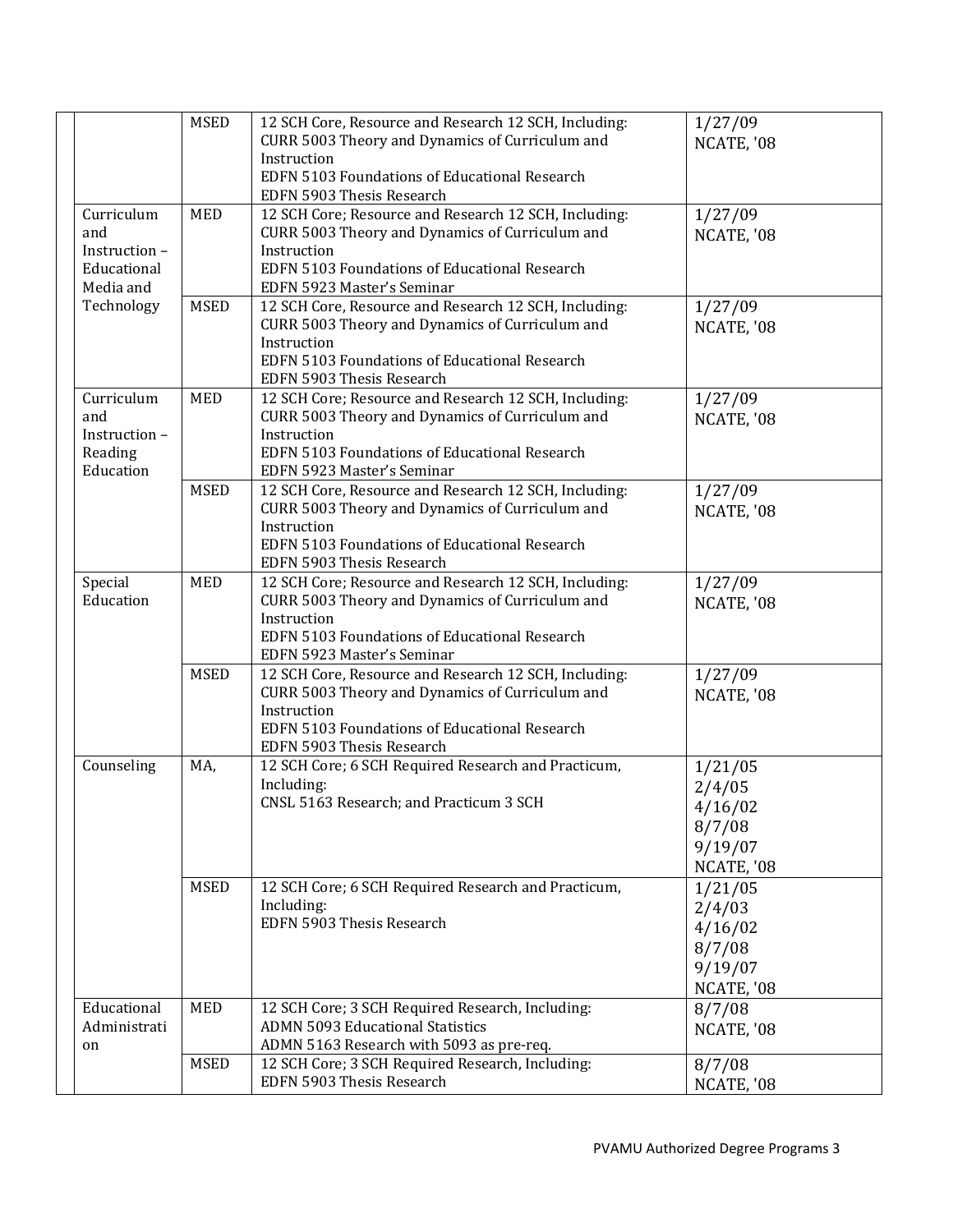| | | | | |
|---|---|---|---|---|
| | | MSED | 12 SCH Core, Resource and Research 12 SCH, Including: CURR 5003 Theory and Dynamics of Curriculum and Instruction EDFN 5103 Foundations of Educational Research EDFN 5903 Thesis Research | 1/27/09 NCATE, '08 |
| | Curriculum and Instruction – Educational Media and Technology | MED | 12 SCH Core; Resource and Research 12 SCH, Including: CURR 5003 Theory and Dynamics of Curriculum and Instruction EDFN 5103 Foundations of Educational Research EDFN 5923 Master's Seminar | 1/27/09 NCATE, '08 |
| | | MSED | 12 SCH Core, Resource and Research 12 SCH, Including: CURR 5003 Theory and Dynamics of Curriculum and Instruction EDFN 5103 Foundations of Educational Research EDFN 5903 Thesis Research | 1/27/09 NCATE, '08 |
| | Curriculum and Instruction – Reading Education | MED | 12 SCH Core; Resource and Research 12 SCH, Including: CURR 5003 Theory and Dynamics of Curriculum and Instruction EDFN 5103 Foundations of Educational Research EDFN 5923 Master's Seminar | 1/27/09 NCATE, '08 |
| | | MSED | 12 SCH Core, Resource and Research 12 SCH, Including: CURR 5003 Theory and Dynamics of Curriculum and Instruction EDFN 5103 Foundations of Educational Research EDFN 5903 Thesis Research | 1/27/09 NCATE, '08 |
| | Special Education | MED | 12 SCH Core; Resource and Research 12 SCH, Including: CURR 5003 Theory and Dynamics of Curriculum and Instruction EDFN 5103 Foundations of Educational Research EDFN 5923 Master's Seminar | 1/27/09 NCATE, '08 |
| | | MSED | 12 SCH Core, Resource and Research 12 SCH, Including: CURR 5003 Theory and Dynamics of Curriculum and Instruction EDFN 5103 Foundations of Educational Research EDFN 5903 Thesis Research | 1/27/09 NCATE, '08 |
| | Counseling | MA, | 12 SCH Core; 6 SCH Required Research and Practicum, Including: CNSL 5163 Research; and Practicum 3 SCH | 1/21/05 2/4/05 4/16/02 8/7/08 9/19/07 NCATE, '08 |
| | | MSED | 12 SCH Core; 6 SCH Required Research and Practicum, Including: EDFN 5903 Thesis Research | 1/21/05 2/4/03 4/16/02 8/7/08 9/19/07 NCATE, '08 |
| | Educational Administration | MED | 12 SCH Core; 3 SCH Required Research, Including: ADMN 5093 Educational Statistics ADMN 5163 Research with 5093 as pre-req. | 8/7/08 NCATE, '08 |
| | | MSED | 12 SCH Core; 3 SCH Required Research, Including: EDFN 5903 Thesis Research | 8/7/08 NCATE, '08 |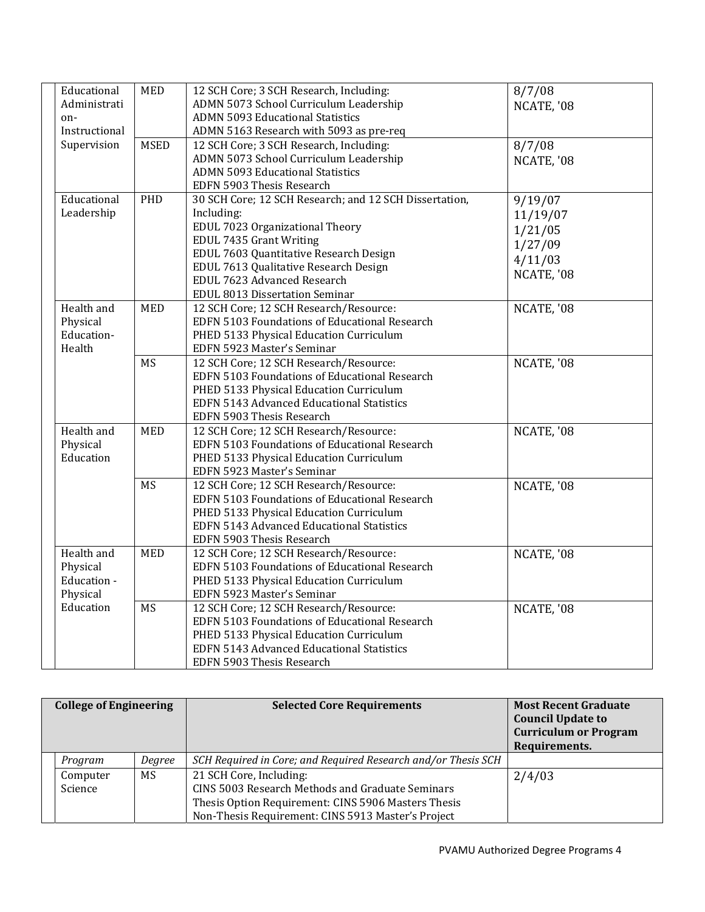| | Program | Degree | Requirements | Update |
|---|---|---|---|---|
| | Educational Administration-Instructional Supervision | MED | 12 SCH Core; 3 SCH Research, Including:<br>ADMN 5073 School Curriculum Leadership<br>ADMN 5093 Educational Statistics<br>ADMN 5163 Research with 5093 as pre-req | 8/7/08<br>NCATE, '08 |
| | | MSED | 12 SCH Core; 3 SCH Research, Including:<br>ADMN 5073 School Curriculum Leadership<br>ADMN 5093 Educational Statistics<br>EDFN 5903 Thesis Research | 8/7/08<br>NCATE, '08 |
| | Educational Leadership | PHD | 30 SCH Core; 12 SCH Research; and 12 SCH Dissertation, Including:<br>EDUL 7023 Organizational Theory<br>EDUL 7435 Grant Writing<br>EDUL 7603 Quantitative Research Design<br>EDUL 7613 Qualitative Research Design<br>EDUL 7623 Advanced Research<br>EDUL 8013 Dissertation Seminar | 9/19/07<br>11/19/07<br>1/21/05<br>1/27/09<br>4/11/03<br>NCATE, '08 |
| | Health and Physical Education-Health | MED | 12 SCH Core; 12 SCH Research/Resource:<br>EDFN 5103 Foundations of Educational Research<br>PHED 5133 Physical Education Curriculum<br>EDFN 5923 Master's Seminar | NCATE, '08 |
| | | MS | 12 SCH Core; 12 SCH Research/Resource:<br>EDFN 5103 Foundations of Educational Research<br>PHED 5133 Physical Education Curriculum<br>EDFN 5143 Advanced Educational Statistics<br>EDFN 5903 Thesis Research | NCATE, '08 |
| | Health and Physical Education | MED | 12 SCH Core; 12 SCH Research/Resource:<br>EDFN 5103 Foundations of Educational Research<br>PHED 5133 Physical Education Curriculum<br>EDFN 5923 Master's Seminar | NCATE, '08 |
| | | MS | 12 SCH Core; 12 SCH Research/Resource:<br>EDFN 5103 Foundations of Educational Research<br>PHED 5133 Physical Education Curriculum<br>EDFN 5143 Advanced Educational Statistics<br>EDFN 5903 Thesis Research | NCATE, '08 |
| | Health and Physical Education - Physical Education | MED | 12 SCH Core; 12 SCH Research/Resource:<br>EDFN 5103 Foundations of Educational Research<br>PHED 5133 Physical Education Curriculum<br>EDFN 5923 Master's Seminar | NCATE, '08 |
| | | MS | 12 SCH Core; 12 SCH Research/Resource:<br>EDFN 5103 Foundations of Educational Research<br>PHED 5133 Physical Education Curriculum<br>EDFN 5143 Advanced Educational Statistics<br>EDFN 5903 Thesis Research | NCATE, '08 |

| **College of Engineering** | | | **Selected Core Requirements** | **Most Recent Graduate Council Update to Curriculum or Program Requirements.** |
|---|---|---|---|---|
| | *Program* | *Degree* | *SCH Required in Core; and Required Research and/or Thesis SCH* | |
| | Computer Science | MS | 21 SCH Core, Including:<br>CINS 5003 Research Methods and Graduate Seminars<br>Thesis Option Requirement: CINS 5906 Masters Thesis<br>Non-Thesis Requirement: CINS 5913 Master's Project | 2/4/03 |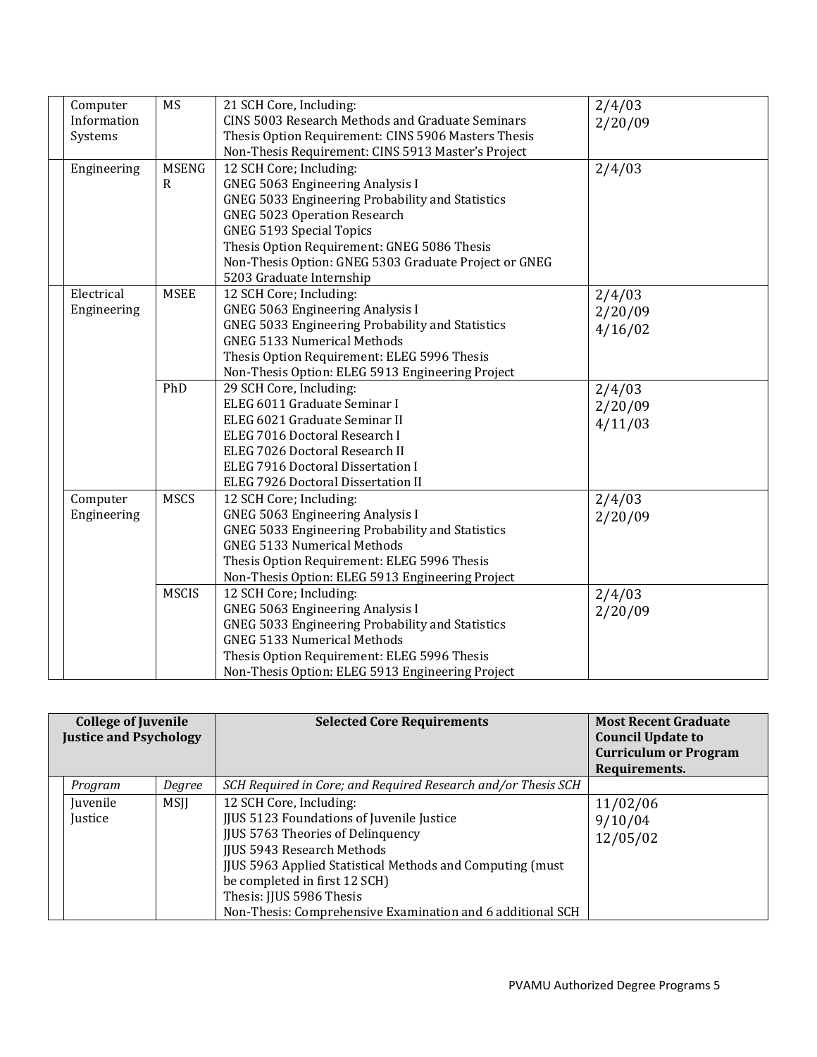| | Program | Degree | Selected Core Requirements | Most Recent Graduate Council Update to Curriculum or Program Requirements |
|---|---|---|---|---|
| | Computer Information Systems | MS | 21 SCH Core, Including:<br>CINS 5003 Research Methods and Graduate Seminars<br>Thesis Option Requirement: CINS 5906 Masters Thesis<br>Non-Thesis Requirement: CINS 5913 Master's Project | 2/4/03<br>2/20/09 |
| | Engineering | MSENGR | 12 SCH Core; Including:<br>GNEG 5063 Engineering Analysis I<br>GNEG 5033 Engineering Probability and Statistics<br>GNEG 5023 Operation Research<br>GNEG 5193 Special Topics<br>Thesis Option Requirement: GNEG 5086 Thesis<br>Non-Thesis Option: GNEG 5303 Graduate Project or GNEG 5203 Graduate Internship | 2/4/03 |
| | Electrical Engineering | MSEE | 12 SCH Core; Including:<br>GNEG 5063 Engineering Analysis I<br>GNEG 5033 Engineering Probability and Statistics<br>GNEG 5133 Numerical Methods<br>Thesis Option Requirement: ELEG 5996 Thesis<br>Non-Thesis Option: ELEG 5913 Engineering Project | 2/4/03<br>2/20/09<br>4/16/02 |
| | | PhD | 29 SCH Core, Including:<br>ELEG 6011 Graduate Seminar I<br>ELEG 6021 Graduate Seminar II<br>ELEG 7016 Doctoral Research I<br>ELEG 7026 Doctoral Research II<br>ELEG 7916 Doctoral Dissertation I<br>ELEG 7926 Doctoral Dissertation II | 2/4/03<br>2/20/09<br>4/11/03 |
| | Computer Engineering | MSCS | 12 SCH Core; Including:<br>GNEG 5063 Engineering Analysis I<br>GNEG 5033 Engineering Probability and Statistics<br>GNEG 5133 Numerical Methods<br>Thesis Option Requirement: ELEG 5996 Thesis<br>Non-Thesis Option: ELEG 5913 Engineering Project | 2/4/03<br>2/20/09 |
| | | MSCIS | 12 SCH Core; Including:<br>GNEG 5063 Engineering Analysis I<br>GNEG 5033 Engineering Probability and Statistics<br>GNEG 5133 Numerical Methods<br>Thesis Option Requirement: ELEG 5996 Thesis<br>Non-Thesis Option: ELEG 5913 Engineering Project | 2/4/03<br>2/20/09 |

| **College of Juvenile Justice and Psychology** | | | **Selected Core Requirements** | **Most Recent Graduate Council Update to Curriculum or Program Requirements.** |
|---|---|---|---|---|
| | *Program* | *Degree* | *SCH Required in Core; and Required Research and/or Thesis SCH* | |
| | Juvenile Justice | MSJJ | 12 SCH Core, Including:<br>JJUS 5123 Foundations of Juvenile Justice<br>JJUS 5763 Theories of Delinquency<br>JJUS 5943 Research Methods<br>JJUS 5963 Applied Statistical Methods and Computing (must be completed in first 12 SCH)<br>Thesis: JJUS 5986 Thesis<br>Non-Thesis: Comprehensive Examination and 6 additional SCH | 11/02/06<br>9/10/04<br>12/05/02 |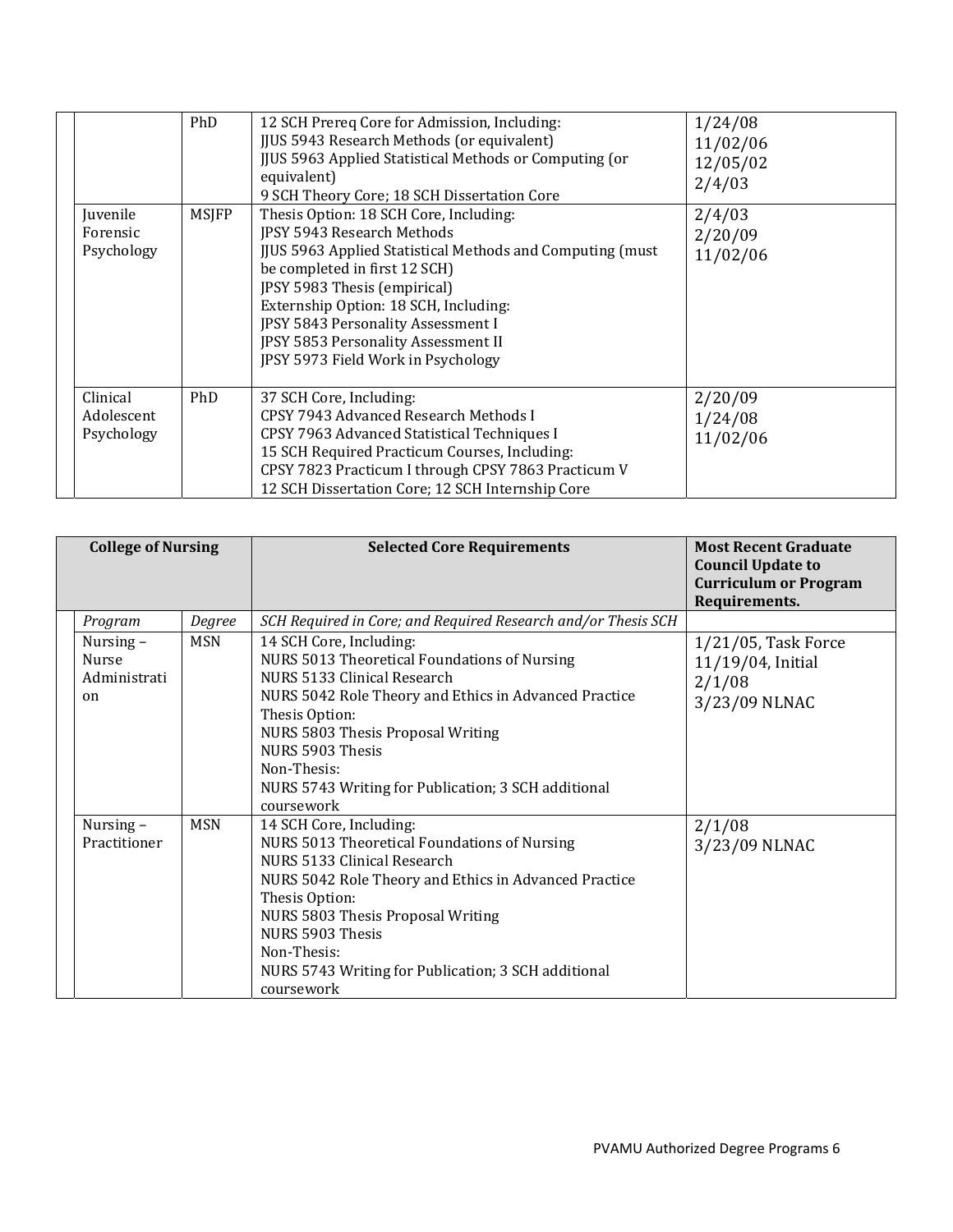| | Program | Degree | SCH Required in Core; and Required Research and/or Thesis SCH | Most Recent Graduate Council Update to Curriculum or Program Requirements. |
|---|---|---|---|---|
| | | PhD | 12 SCH Prereq Core for Admission, Including:<br>JJUS 5943 Research Methods (or equivalent)<br>JJUS 5963 Applied Statistical Methods or Computing (or equivalent)<br>9 SCH Theory Core; 18 SCH Dissertation Core | 1/24/08<br>11/02/06<br>12/05/02<br>2/4/03 |
| | Juvenile Forensic Psychology | MSJFP | Thesis Option: 18 SCH Core, Including:<br>JPSY 5943 Research Methods<br>JJUS 5963 Applied Statistical Methods and Computing (must be completed in first 12 SCH)<br>JPSY 5983 Thesis (empirical)<br>Externship Option: 18 SCH, Including:<br>JPSY 5843 Personality Assessment I<br>JPSY 5853 Personality Assessment II<br>JPSY 5973 Field Work in Psychology | 2/4/03<br>2/20/09<br>11/02/06 |
| | Clinical Adolescent Psychology | PhD | 37 SCH Core, Including:<br>CPSY 7943 Advanced Research Methods I<br>CPSY 7963 Advanced Statistical Techniques I<br>15 SCH Required Practicum Courses, Including:<br>CPSY 7823 Practicum I through CPSY 7863 Practicum V<br>12 SCH Dissertation Core; 12 SCH Internship Core | 2/20/09<br>1/24/08<br>11/02/06 |

| **College of Nursing** | | | **Selected Core Requirements** | **Most Recent Graduate Council Update to Curriculum or Program Requirements.** |
|---|---|---|---|---|
| | *Program* | *Degree* | *SCH Required in Core; and Required Research and/or Thesis SCH* | |
| | Nursing – Nurse Administration | MSN | 14 SCH Core, Including:<br>NURS 5013 Theoretical Foundations of Nursing<br>NURS 5133 Clinical Research<br>NURS 5042 Role Theory and Ethics in Advanced Practice<br>Thesis Option:<br>NURS 5803 Thesis Proposal Writing<br>NURS 5903 Thesis<br>Non-Thesis:<br>NURS 5743 Writing for Publication; 3 SCH additional coursework | 1/21/05, Task Force<br>11/19/04, Initial<br>2/1/08<br>3/23/09 NLNAC |
| | Nursing – Practitioner | MSN | 14 SCH Core, Including:<br>NURS 5013 Theoretical Foundations of Nursing<br>NURS 5133 Clinical Research<br>NURS 5042 Role Theory and Ethics in Advanced Practice<br>Thesis Option:<br>NURS 5803 Thesis Proposal Writing<br>NURS 5903 Thesis<br>Non-Thesis:<br>NURS 5743 Writing for Publication; 3 SCH additional coursework | 2/1/08<br>3/23/09 NLNAC |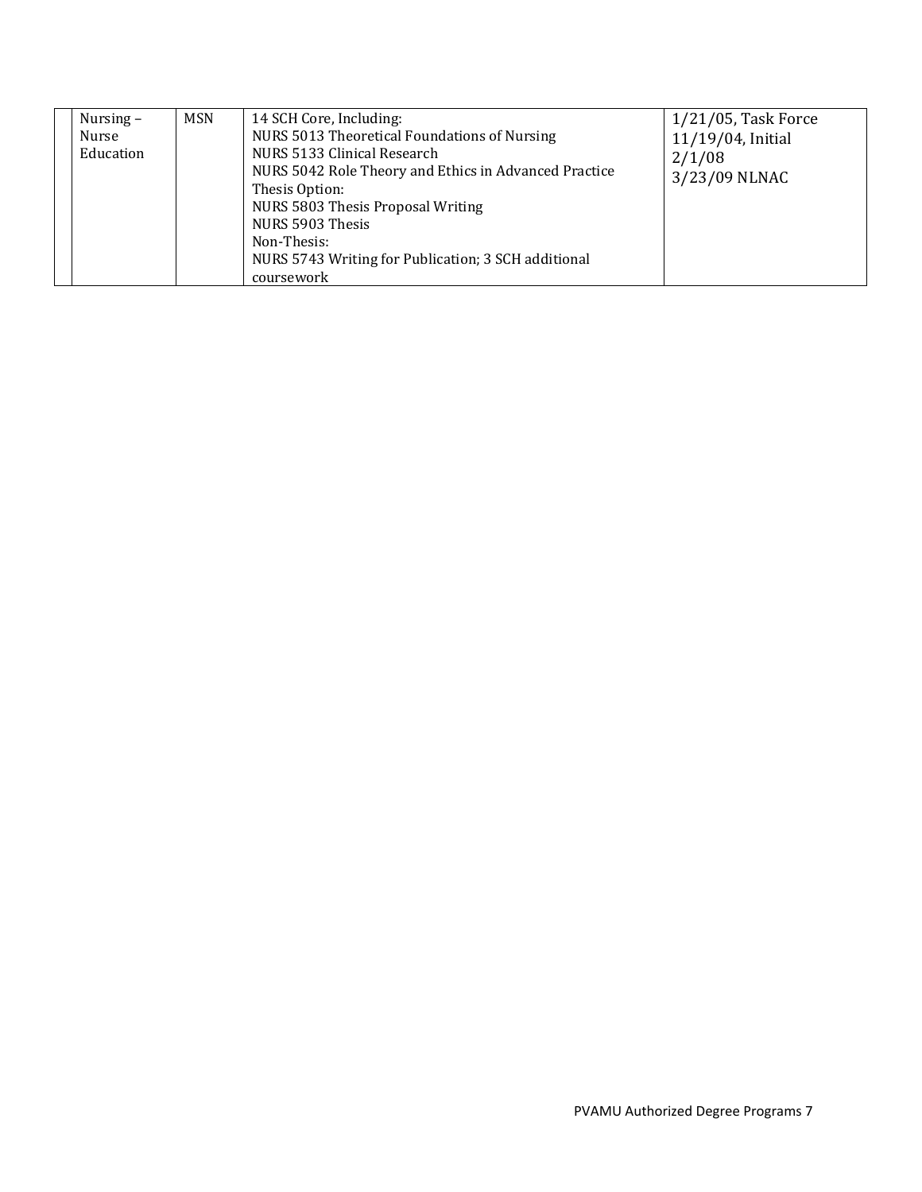| | | | | |
|---|---|---|---|---|
| | Nursing – Nurse Education | MSN | 14 SCH Core, Including:<br>NURS 5013 Theoretical Foundations of Nursing<br>NURS 5133 Clinical Research<br>NURS 5042 Role Theory and Ethics in Advanced Practice<br>Thesis Option:<br>NURS 5803 Thesis Proposal Writing<br>NURS 5903 Thesis<br>Non-Thesis:<br>NURS 5743 Writing for Publication; 3 SCH additional coursework | 1/21/05, Task Force<br>11/19/04, Initial<br>2/1/08<br>3/23/09 NLNAC |